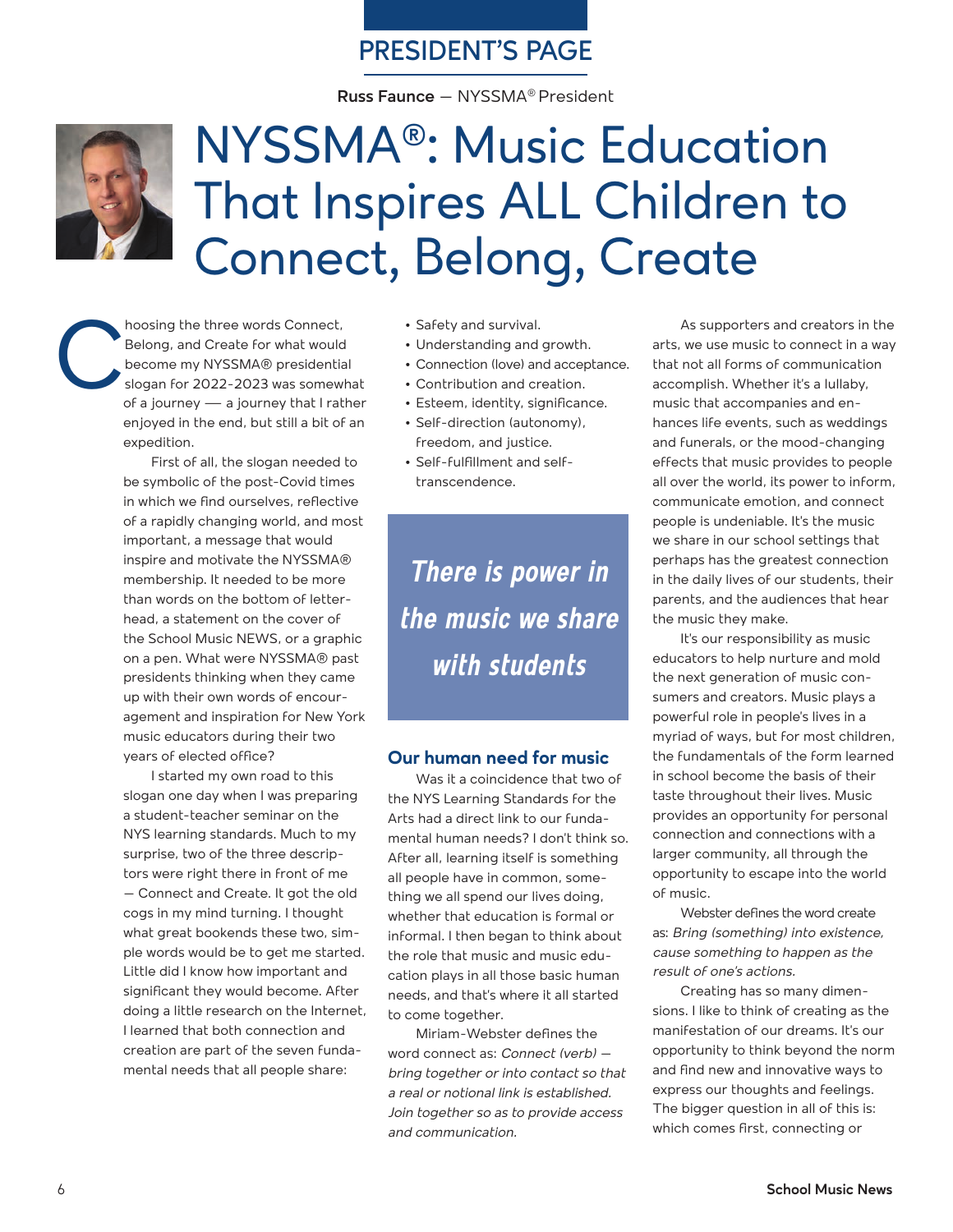PRESIDENT'S PAGE

**Russ Faunce** — NYSSMA® President

# NYSSMA®: Music Education That Inspires ALL Children to Connect, Belong, Create

Choosing the three words Connect, Belong, and Create for what would become my NYSSMA® presidential slogan for 2022-2023 was somewhat of a journey — a journey that I rather enjoyed in the end, but still a bit of an expedition.

First of all, the slogan needed to be symbolic of the post-Covid times in which we find ourselves, reflective of a rapidly changing world, and most important, a message that would inspire and motivate the NYSSMA® membership. It needed to be more than words on the bottom of letterhead, a statement on the cover of the School Music NEWS, or a graphic on a pen. What were NYSSMA® past presidents thinking when they came up with their own words of encouragement and inspiration for New York music educators during their two years of elected office?

I started my own road to this slogan one day when I was preparing a student-teacher seminar on the NYS learning standards. Much to my surprise, two of the three descriptors were right there in front of me — Connect and Create. It got the old cogs in my mind turning. I thought what great bookends these two, simple words would be to get me started. Little did I know how important and significant they would become. After doing a little research on the Internet, I learned that both connection and creation are part of the seven fundamental needs that all people share:

- Safety and survival.
- Understanding and growth.
- Connection (love) and acceptance.
- Contribution and creation.
- Esteem, identity, significance.
- Self-direction (autonomy), freedom, and justice.
- Self-fulfillment and self-transcendence.

> ***There is power in the music we share with students***

## Our human need for music

Was it a coincidence that two of the NYS Learning Standards for the Arts had a direct link to our fundamental human needs? I don't think so. After all, learning itself is something all people have in common, something we all spend our lives doing, whether that education is formal or informal. I then began to think about the role that music and music education plays in all those basic human needs, and that's where it all started to come together.

Miriam-Webster defines the word connect as: *Connect (verb) — bring together or into contact so that a real or notional link is established. Join together so as to provide access and communication.*

As supporters and creators in the arts, we use music to connect in a way that not all forms of communication accomplish. Whether it's a lullaby, music that accompanies and enhances life events, such as weddings and funerals, or the mood-changing effects that music provides to people all over the world, its power to inform, communicate emotion, and connect people is undeniable. It's the music we share in our school settings that perhaps has the greatest connection in the daily lives of our students, their parents, and the audiences that hear the music they make.

It's our responsibility as music educators to help nurture and mold the next generation of music consumers and creators. Music plays a powerful role in people's lives in a myriad of ways, but for most children, the fundamentals of the form learned in school become the basis of their taste throughout their lives. Music provides an opportunity for personal connection and connections with a larger community, all through the opportunity to escape into the world of music.

Webster defines the word create as: *Bring (something) into existence, cause something to happen as the result of one's actions.*

Creating has so many dimensions. I like to think of creating as the manifestation of our dreams. It's our opportunity to think beyond the norm and find new and innovative ways to express our thoughts and feelings. The bigger question in all of this is: which comes first, connecting or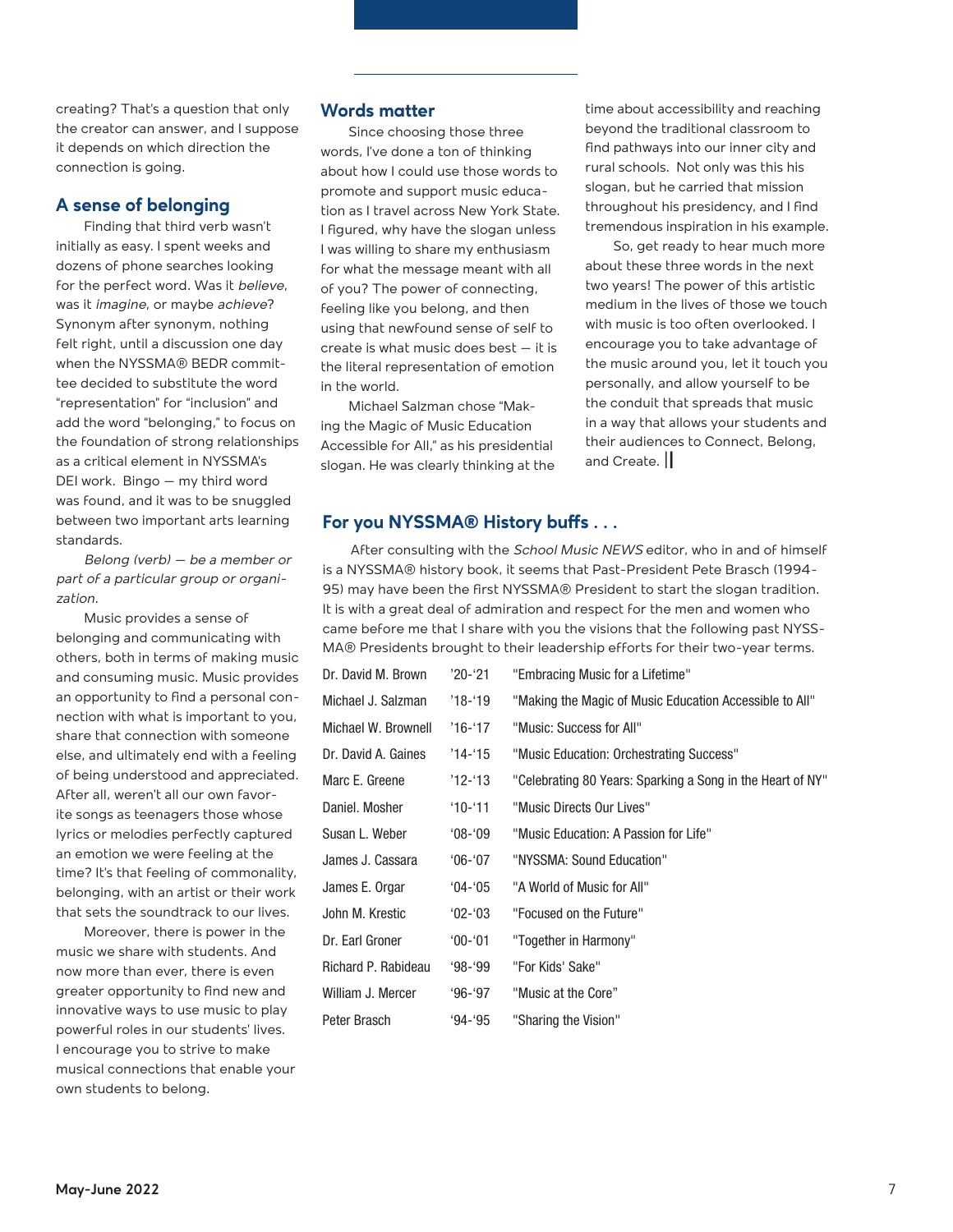creating? That's a question that only the creator can answer, and I suppose it depends on which direction the connection is going.

## A sense of belonging

Finding that third verb wasn't initially as easy. I spent weeks and dozens of phone searches looking for the perfect word. Was it *believe*, was it *imagine*, or maybe *achieve*? Synonym after synonym, nothing felt right, until a discussion one day when the NYSSMA® BEDR committee decided to substitute the word "representation" for "inclusion" and add the word "belonging," to focus on the foundation of strong relationships as a critical element in NYSSMA's DEI work. Bingo — my third word was found, and it was to be snuggled between two important arts learning standards.

*Belong (verb) — be a member or part of a particular group or organization.*

Music provides a sense of belonging and communicating with others, both in terms of making music and consuming music. Music provides an opportunity to find a personal connection with what is important to you, share that connection with someone else, and ultimately end with a feeling of being understood and appreciated. After all, weren't all our own favorite songs as teenagers those whose lyrics or melodies perfectly captured an emotion we were feeling at the time? It's that feeling of commonality, belonging, with an artist or their work that sets the soundtrack to our lives.

Moreover, there is power in the music we share with students. And now more than ever, there is even greater opportunity to find new and innovative ways to use music to play powerful roles in our students' lives. I encourage you to strive to make musical connections that enable your own students to belong.

## Words matter

Since choosing those three words, I've done a ton of thinking about how I could use those words to promote and support music education as I travel across New York State. I figured, why have the slogan unless I was willing to share my enthusiasm for what the message meant with all of you? The power of connecting, feeling like you belong, and then using that newfound sense of self to create is what music does best — it is the literal representation of emotion in the world.

Michael Salzman chose "Making the Magic of Music Education Accessible for All," as his presidential slogan. He was clearly thinking at the time about accessibility and reaching beyond the traditional classroom to find pathways into our inner city and rural schools. Not only was this his slogan, but he carried that mission throughout his presidency, and I find tremendous inspiration in his example.

So, get ready to hear much more about these three words in the next two years! The power of this artistic medium in the lives of those we touch with music is too often overlooked. I encourage you to take advantage of the music around you, let it touch you personally, and allow yourself to be the conduit that spreads that music in a way that allows your students and their audiences to Connect, Belong, and Create.

## For you NYSSMA® History buffs . . .

After consulting with the *School Music NEWS* editor, who in and of himself is a NYSSMA® history book, it seems that Past-President Pete Brasch (1994-95) may have been the first NYSSMA® President to start the slogan tradition. It is with a great deal of admiration and respect for the men and women who came before me that I share with you the visions that the following past NYSSMA® Presidents brought to their leadership efforts for their two-year terms.

| | | |
|---|---|---|
| Dr. David M. Brown | '20-'21 | "Embracing Music for a Lifetime" |
| Michael J. Salzman | '18-'19 | "Making the Magic of Music Education Accessible to All" |
| Michael W. Brownell | '16-'17 | "Music: Success for All" |
| Dr. David A. Gaines | '14-'15 | "Music Education: Orchestrating Success" |
| Marc E. Greene | '12-'13 | "Celebrating 80 Years: Sparking a Song in the Heart of NY" |
| Daniel. Mosher | '10-'11 | "Music Directs Our Lives" |
| Susan L. Weber | '08-'09 | "Music Education: A Passion for Life" |
| James J. Cassara | '06-'07 | "NYSSMA: Sound Education" |
| James E. Orgar | '04-'05 | "A World of Music for All" |
| John M. Krestic | '02-'03 | "Focused on the Future" |
| Dr. Earl Groner | '00-'01 | "Together in Harmony" |
| Richard P. Rabideau | '98-'99 | "For Kids' Sake" |
| William J. Mercer | '96-'97 | "Music at the Core" |
| Peter Brasch | '94-'95 | "Sharing the Vision" |